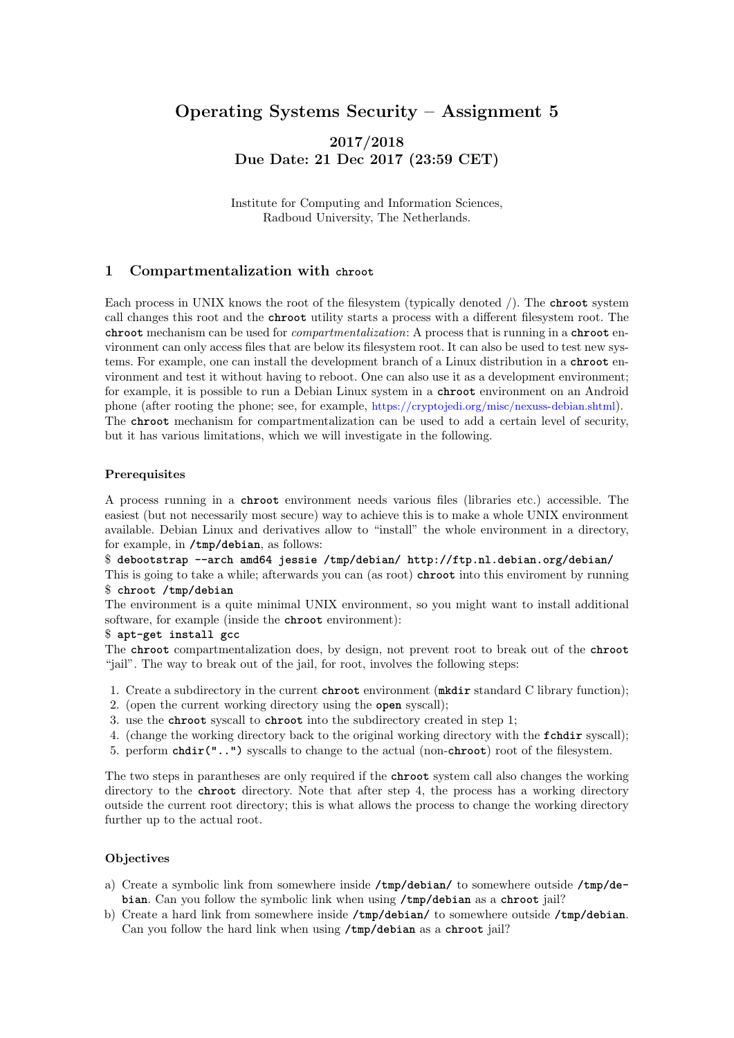# Operating Systems Security – Assignment 5

**2017/2018**
**Due Date: 21 Dec 2017 (23:59 CET)**

Institute for Computing and Information Sciences,
Radboud University, The Netherlands.

## 1 Compartmentalization with `chroot`

Each process in UNIX knows the root of the filesystem (typically denoted /). The **chroot** system call changes this root and the **chroot** utility starts a process with a different filesystem root. The **chroot** mechanism can be used for *compartmentalization*: A process that is running in a **chroot** environment can only access files that are below its filesystem root. It can also be used to test new systems. For example, one can install the development branch of a Linux distribution in a **chroot** environment and test it without having to reboot. One can also use it as a development environment; for example, it is possible to run a Debian Linux system in a **chroot** environment on an Android phone (after rooting the phone; see, for example, https://cryptojedi.org/misc/nexuss-debian.shtml). The **chroot** mechanism for compartmentalization can be used to add a certain level of security, but it has various limitations, which we will investigate in the following.

### Prerequisites

A process running in a **chroot** environment needs various files (libraries etc.) accessible. The easiest (but not necessarily most secure) way to achieve this is to make a whole UNIX environment available. Debian Linux and derivatives allow to "install" the whole environment in a directory, for example, in **/tmp/debian**, as follows:

```
$ debootstrap --arch amd64 jessie /tmp/debian/ http://ftp.nl.debian.org/debian/
```

This is going to take a while; afterwards you can (as root) **chroot** into this enviroment by running

```
$ chroot /tmp/debian
```

The environment is a quite minimal UNIX environment, so you might want to install additional software, for example (inside the **chroot** environment):

```
$ apt-get install gcc
```

The **chroot** compartmentalization does, by design, not prevent root to break out of the **chroot** "jail". The way to break out of the jail, for root, involves the following steps:

1. Create a subdirectory in the current **chroot** environment (**mkdir** standard C library function);
2. (open the current working directory using the **open** syscall);
3. use the **chroot** syscall to **chroot** into the subdirectory created in step 1;
4. (change the working directory back to the original working directory with the **fchdir** syscall);
5. perform **chdir("..")** syscalls to change to the actual (non-**chroot**) root of the filesystem.

The two steps in parantheses are only required if the **chroot** system call also changes the working directory to the **chroot** directory. Note that after step 4, the process has a working directory outside the current root directory; this is what allows the process to change the working directory further up to the actual root.

### Objectives

a) Create a symbolic link from somewhere inside **/tmp/debian/** to somewhere outside **/tmp/debian**. Can you follow the symbolic link when using **/tmp/debian** as a **chroot** jail?

b) Create a hard link from somewhere inside **/tmp/debian/** to somewhere outside **/tmp/debian**. Can you follow the hard link when using **/tmp/debian** as a **chroot** jail?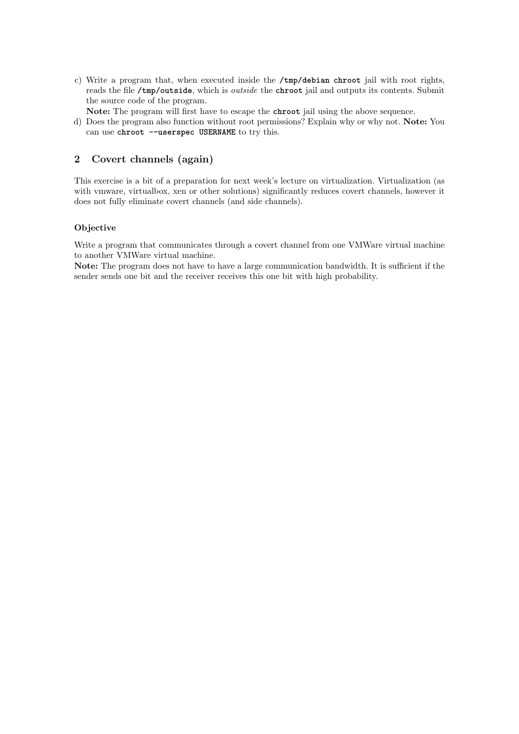c) Write a program that, when executed inside the **`/tmp/debian chroot`** jail with root rights, reads the file **`/tmp/outside`**, which is *outside* the **`chroot`** jail and outputs its contents. Submit the source code of the program.

   **Note:** The program will first have to escape the **`chroot`** jail using the above sequence.

d) Does the program also function without root permissions? Explain why or why not. **Note:** You can use **`chroot --userspec USERNAME`** to try this.

## 2 Covert channels (again)

This exercise is a bit of a preparation for next week's lecture on virtualization. Virtualization (as with vmware, virtualbox, xen or other solutions) significantly reduces covert channels, however it does not fully eliminate covert channels (and side channels).

### Objective

Write a program that communicates through a covert channel from one VMWare virtual machine to another VMWare virtual machine.

**Note:** The program does not have to have a large communication bandwidth. It is sufficient if the sender sends one bit and the receiver receives this one bit with high probability.